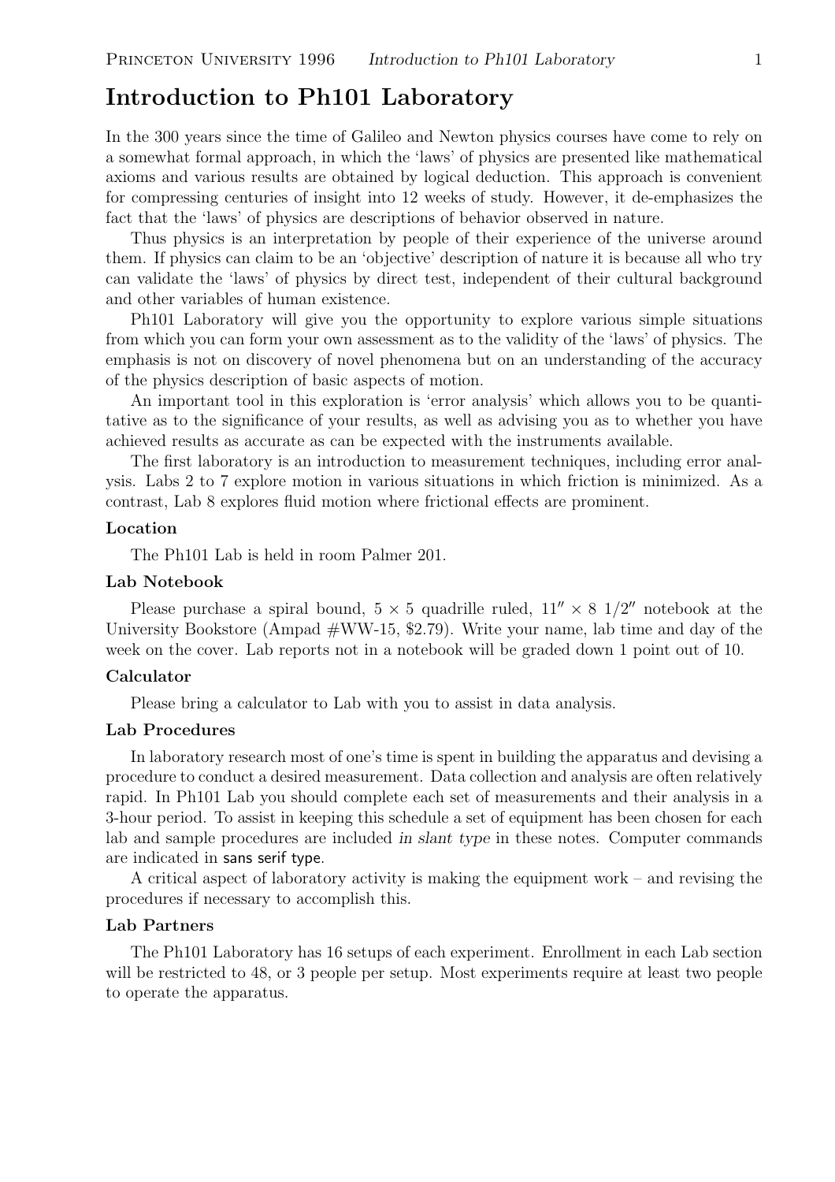# Introduction to Ph101 Laboratory

In the 300 years since the time of Galileo and Newton physics courses have come to rely on a somewhat formal approach, in which the 'laws' of physics are presented like mathematical axioms and various results are obtained by logical deduction. This approach is convenient for compressing centuries of insight into 12 weeks of study. However, it de-emphasizes the fact that the 'laws' of physics are descriptions of behavior observed in nature.

Thus physics is an interpretation by people of their experience of the universe around them. If physics can claim to be an 'objective' description of nature it is because all who try can validate the 'laws' of physics by direct test, independent of their cultural background and other variables of human existence.

Ph101 Laboratory will give you the opportunity to explore various simple situations from which you can form your own assessment as to the validity of the 'laws' of physics. The emphasis is not on discovery of novel phenomena but on an understanding of the accuracy of the physics description of basic aspects of motion.

An important tool in this exploration is 'error analysis' which allows you to be quantitative as to the significance of your results, as well as advising you as to whether you have achieved results as accurate as can be expected with the instruments available.

The first laboratory is an introduction to measurement techniques, including error analysis. Labs 2 to 7 explore motion in various situations in which friction is minimized. As a contrast, Lab 8 explores fluid motion where frictional effects are prominent.

### Location

The Ph101 Lab is held in room Palmer 201.

### Lab Notebook

Please purchase a spiral bound, $5 \times 5$ quadrille ruled, $11'' \times 8\ 1/2''$ notebook at the University Bookstore (Ampad #WW-15, $2.79). Write your name, lab time and day of the week on the cover. Lab reports not in a notebook will be graded down 1 point out of 10.

### Calculator

Please bring a calculator to Lab with you to assist in data analysis.

### Lab Procedures

In laboratory research most of one's time is spent in building the apparatus and devising a procedure to conduct a desired measurement. Data collection and analysis are often relatively rapid. In Ph101 Lab you should complete each set of measurements and their analysis in a 3-hour period. To assist in keeping this schedule a set of equipment has been chosen for each lab and sample procedures are included *in slant type* in these notes. Computer commands are indicated in sans serif type.

A critical aspect of laboratory activity is making the equipment work – and revising the procedures if necessary to accomplish this.

### Lab Partners

The Ph101 Laboratory has 16 setups of each experiment. Enrollment in each Lab section will be restricted to 48, or 3 people per setup. Most experiments require at least two people to operate the apparatus.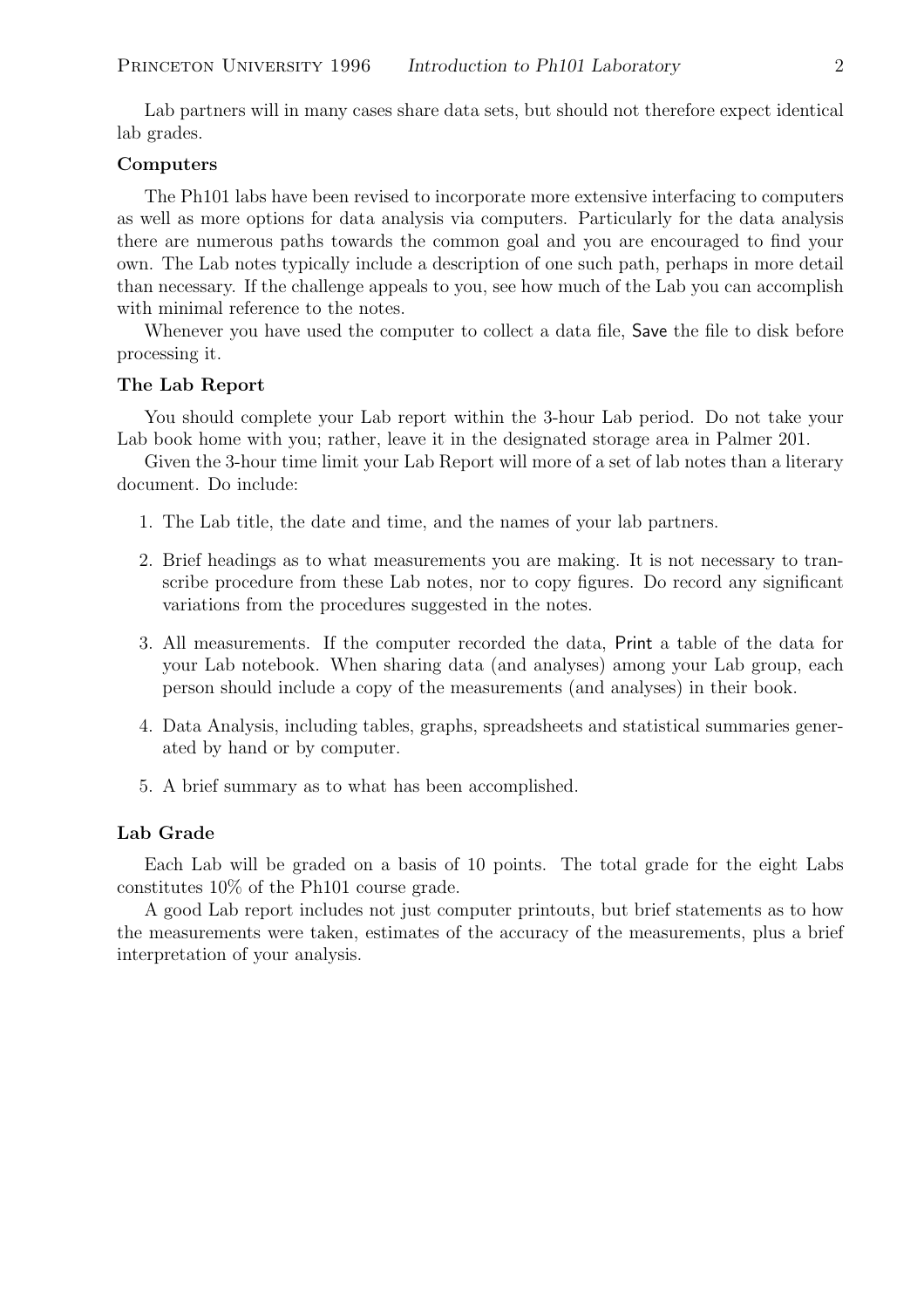Lab partners will in many cases share data sets, but should not therefore expect identical lab grades.

### Computers

The Ph101 labs have been revised to incorporate more extensive interfacing to computers as well as more options for data analysis via computers. Particularly for the data analysis there are numerous paths towards the common goal and you are encouraged to find your own. The Lab notes typically include a description of one such path, perhaps in more detail than necessary. If the challenge appeals to you, see how much of the Lab you can accomplish with minimal reference to the notes.

Whenever you have used the computer to collect a data file, Save the file to disk before processing it.

### The Lab Report

You should complete your Lab report within the 3-hour Lab period. Do not take your Lab book home with you; rather, leave it in the designated storage area in Palmer 201.

Given the 3-hour time limit your Lab Report will more of a set of lab notes than a literary document. Do include:

1. The Lab title, the date and time, and the names of your lab partners.
2. Brief headings as to what measurements you are making. It is not necessary to transcribe procedure from these Lab notes, nor to copy figures. Do record any significant variations from the procedures suggested in the notes.
3. All measurements. If the computer recorded the data, Print a table of the data for your Lab notebook. When sharing data (and analyses) among your Lab group, each person should include a copy of the measurements (and analyses) in their book.
4. Data Analysis, including tables, graphs, spreadsheets and statistical summaries generated by hand or by computer.
5. A brief summary as to what has been accomplished.

### Lab Grade

Each Lab will be graded on a basis of 10 points. The total grade for the eight Labs constitutes 10% of the Ph101 course grade.

A good Lab report includes not just computer printouts, but brief statements as to how the measurements were taken, estimates of the accuracy of the measurements, plus a brief interpretation of your analysis.